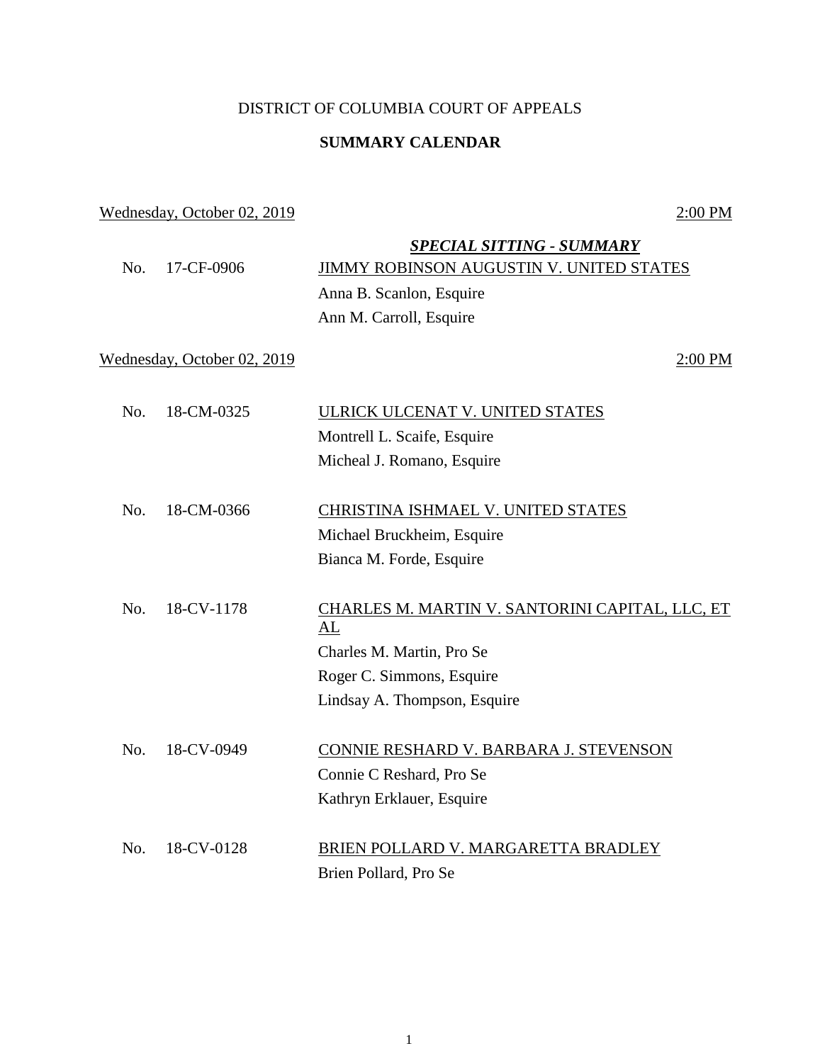DISTRICT OF COLUMBIA COURT OF APPEALS

**SUMMARY CALENDAR**

Wednesday, October 02, 2019 — 2:00 PM

***SPECIAL SITTING - SUMMARY***

No. 17-CF-0906 — JIMMY ROBINSON AUGUSTIN V. UNITED STATES
Anna B. Scanlon, Esquire
Ann M. Carroll, Esquire

Wednesday, October 02, 2019 — 2:00 PM

No. 18-CM-0325 — ULRICK ULCENAT V. UNITED STATES
Montrell L. Scaife, Esquire
Micheal J. Romano, Esquire

No. 18-CM-0366 — CHRISTINA ISHMAEL V. UNITED STATES
Michael Bruckheim, Esquire
Bianca M. Forde, Esquire

No. 18-CV-1178 — CHARLES M. MARTIN V. SANTORINI CAPITAL, LLC, ET AL
Charles M. Martin, Pro Se
Roger C. Simmons, Esquire
Lindsay A. Thompson, Esquire

No. 18-CV-0949 — CONNIE RESHARD V. BARBARA J. STEVENSON
Connie C Reshard, Pro Se
Kathryn Erklauer, Esquire

No. 18-CV-0128 — BRIEN POLLARD V. MARGARETTA BRADLEY
Brien Pollard, Pro Se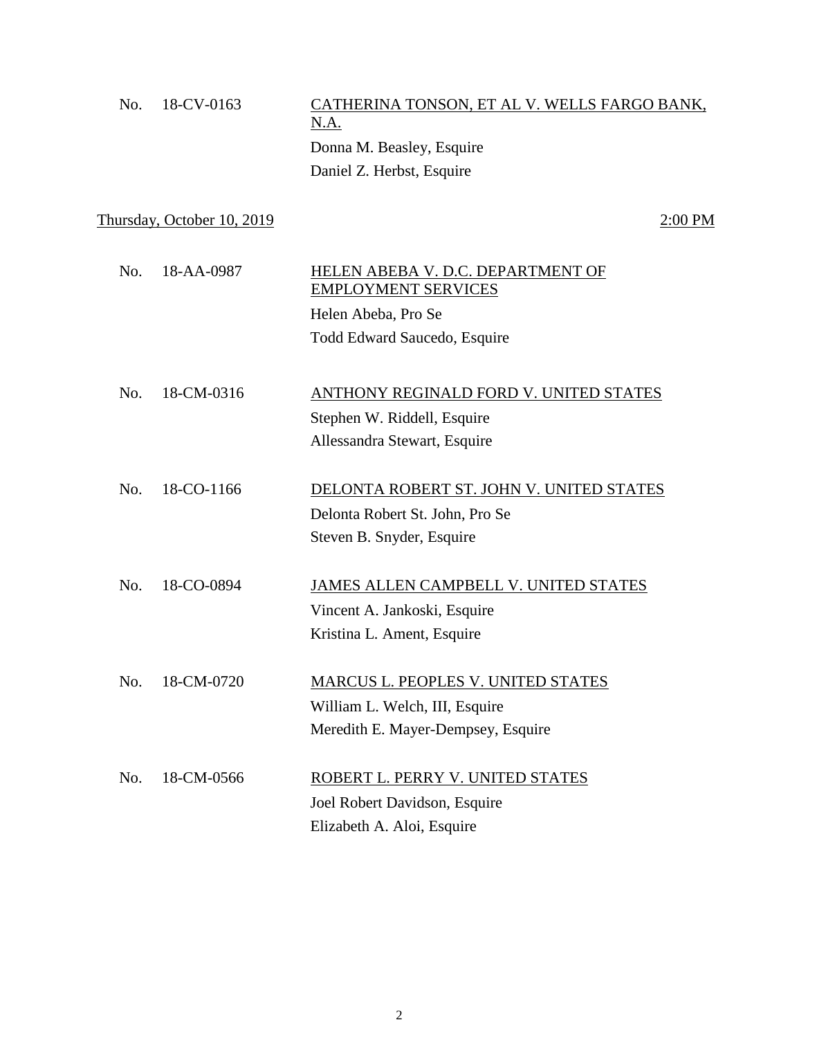No. 18-CV-0163 — CATHERINA TONSON, ET AL V. WELLS FARGO BANK, N.A.

Donna M. Beasley, Esquire
Daniel Z. Herbst, Esquire

Thursday, October 10, 2019 — 2:00 PM

No. 18-AA-0987 — HELEN ABEBA V. D.C. DEPARTMENT OF EMPLOYMENT SERVICES

Helen Abeba, Pro Se
Todd Edward Saucedo, Esquire

No. 18-CM-0316 — ANTHONY REGINALD FORD V. UNITED STATES

Stephen W. Riddell, Esquire
Allessandra Stewart, Esquire

No. 18-CO-1166 — DELONTA ROBERT ST. JOHN V. UNITED STATES

Delonta Robert St. John, Pro Se
Steven B. Snyder, Esquire

No. 18-CO-0894 — JAMES ALLEN CAMPBELL V. UNITED STATES

Vincent A. Jankoski, Esquire
Kristina L. Ament, Esquire

No. 18-CM-0720 — MARCUS L. PEOPLES V. UNITED STATES

William L. Welch, III, Esquire
Meredith E. Mayer-Dempsey, Esquire

No. 18-CM-0566 — ROBERT L. PERRY V. UNITED STATES

Joel Robert Davidson, Esquire
Elizabeth A. Aloi, Esquire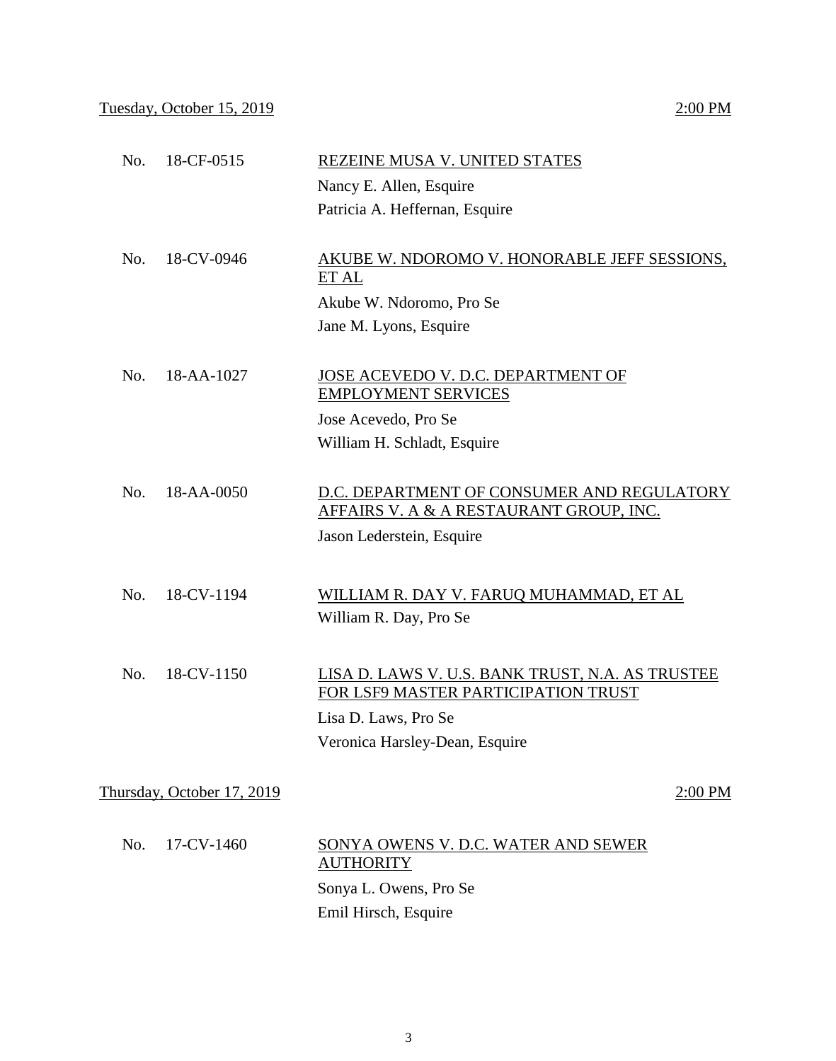Tuesday, October 15, 2019 — 2:00 PM

No. 18-CF-0515 — REZEINE MUSA V. UNITED STATES
Nancy E. Allen, Esquire
Patricia A. Heffernan, Esquire

No. 18-CV-0946 — AKUBE W. NDOROMO V. HONORABLE JEFF SESSIONS, ET AL
Akube W. Ndoromo, Pro Se
Jane M. Lyons, Esquire

No. 18-AA-1027 — JOSE ACEVEDO V. D.C. DEPARTMENT OF EMPLOYMENT SERVICES
Jose Acevedo, Pro Se
William H. Schladt, Esquire

No. 18-AA-0050 — D.C. DEPARTMENT OF CONSUMER AND REGULATORY AFFAIRS V. A & A RESTAURANT GROUP, INC.
Jason Lederstein, Esquire

No. 18-CV-1194 — WILLIAM R. DAY V. FARUQ MUHAMMAD, ET AL
William R. Day, Pro Se

No. 18-CV-1150 — LISA D. LAWS V. U.S. BANK TRUST, N.A. AS TRUSTEE FOR LSF9 MASTER PARTICIPATION TRUST
Lisa D. Laws, Pro Se
Veronica Harsley-Dean, Esquire

Thursday, October 17, 2019 — 2:00 PM

No. 17-CV-1460 — SONYA OWENS V. D.C. WATER AND SEWER AUTHORITY
Sonya L. Owens, Pro Se
Emil Hirsch, Esquire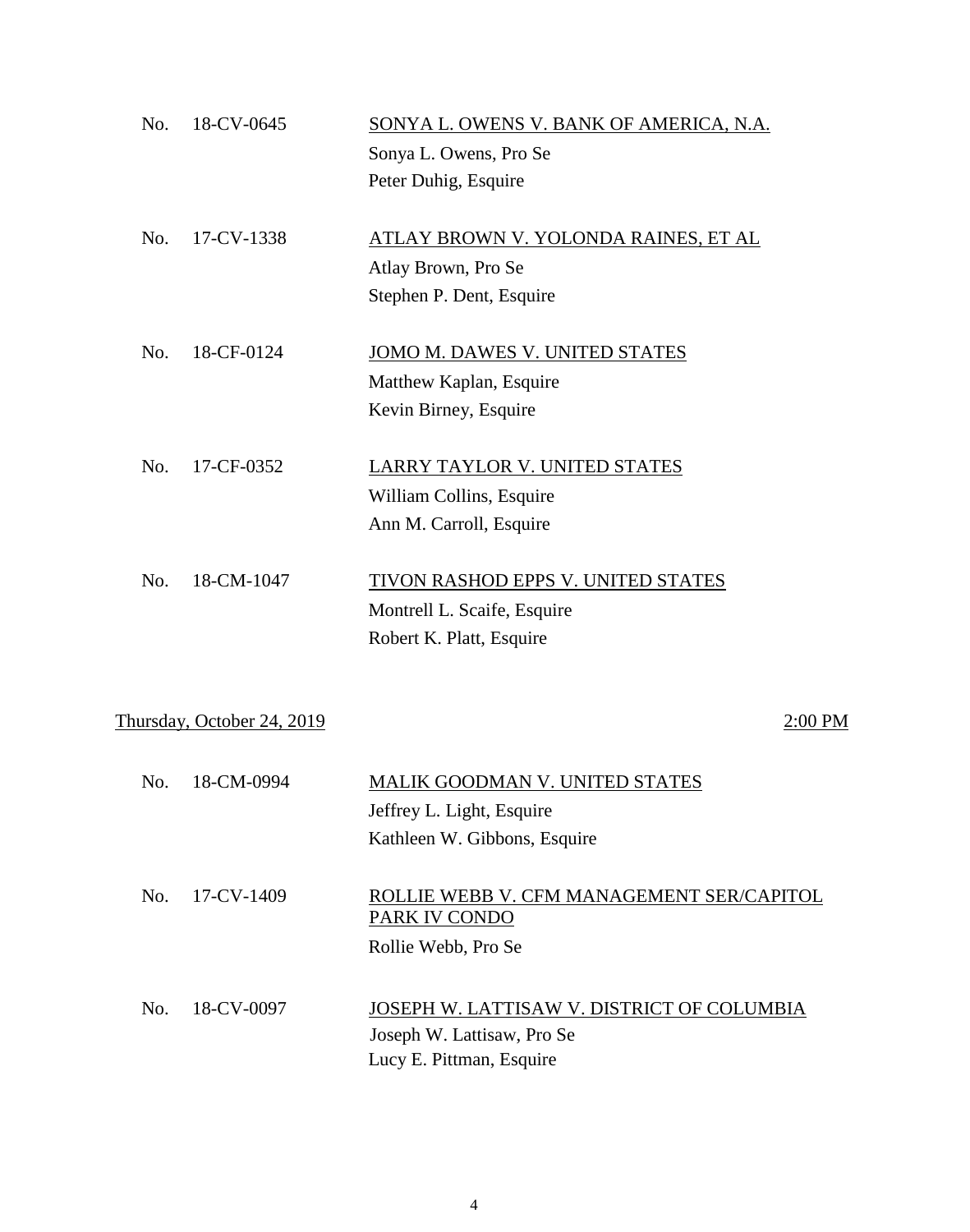No. 18-CV-0645 <u>SONYA L. OWENS V. BANK OF AMERICA, N.A.</u>
Sonya L. Owens, Pro Se
Peter Duhig, Esquire

No. 17-CV-1338 <u>ATLAY BROWN V. YOLONDA RAINES, ET AL</u>
Atlay Brown, Pro Se
Stephen P. Dent, Esquire

No. 18-CF-0124 <u>JOMO M. DAWES V. UNITED STATES</u>
Matthew Kaplan, Esquire
Kevin Birney, Esquire

No. 17-CF-0352 <u>LARRY TAYLOR V. UNITED STATES</u>
William Collins, Esquire
Ann M. Carroll, Esquire

No. 18-CM-1047 <u>TIVON RASHOD EPPS V. UNITED STATES</u>
Montrell L. Scaife, Esquire
Robert K. Platt, Esquire

<u>Thursday, October 24, 2019</u> <u>2:00 PM</u>

No. 18-CM-0994 <u>MALIK GOODMAN V. UNITED STATES</u>
Jeffrey L. Light, Esquire
Kathleen W. Gibbons, Esquire

No. 17-CV-1409 <u>ROLLIE WEBB V. CFM MANAGEMENT SER/CAPITOL PARK IV CONDO</u>
Rollie Webb, Pro Se

No. 18-CV-0097 <u>JOSEPH W. LATTISAW V. DISTRICT OF COLUMBIA</u>
Joseph W. Lattisaw, Pro Se
Lucy E. Pittman, Esquire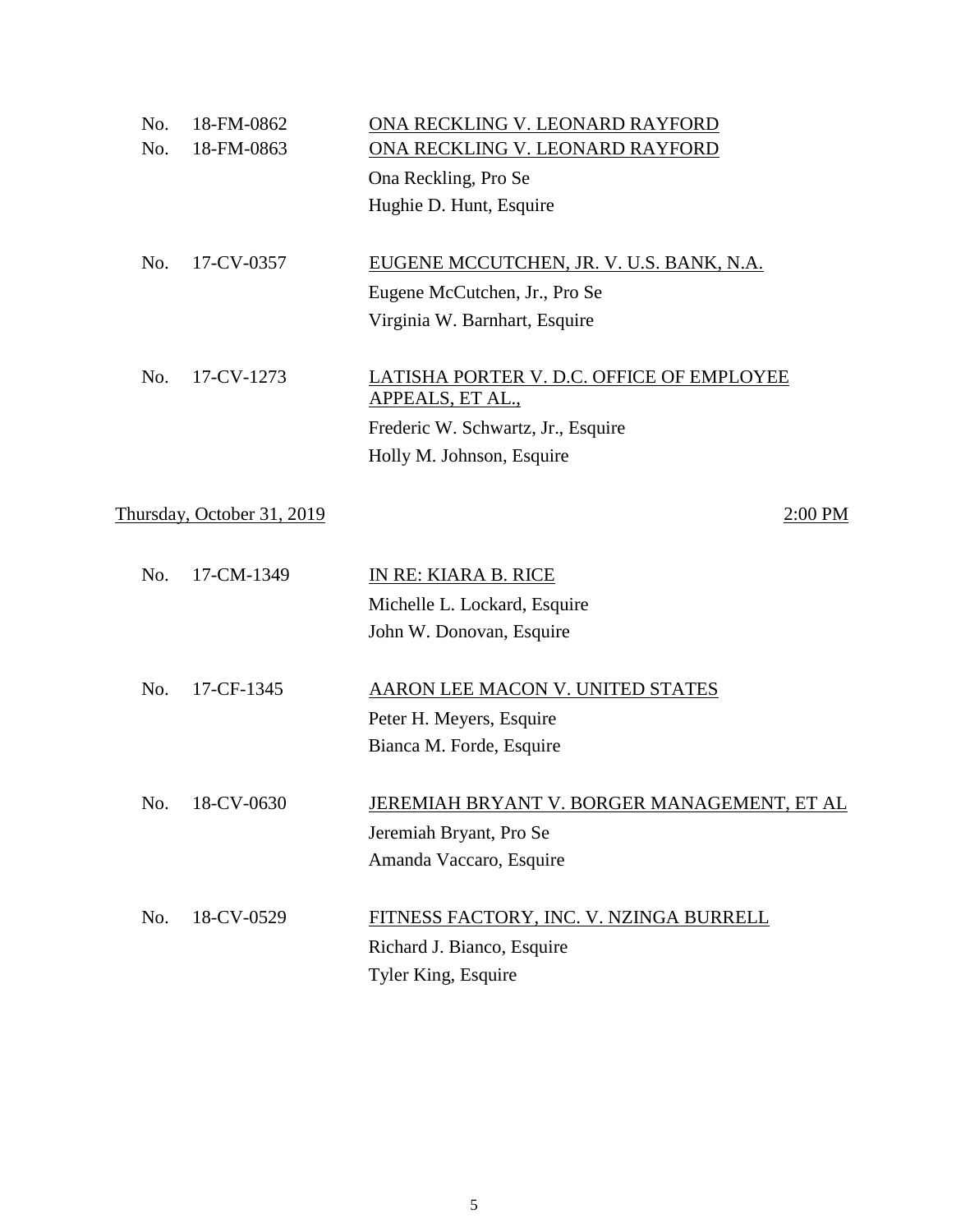No. 18-FM-0862 ONA RECKLING V. LEONARD RAYFORD
No. 18-FM-0863 ONA RECKLING V. LEONARD RAYFORD
Ona Reckling, Pro Se
Hughie D. Hunt, Esquire

No. 17-CV-0357 EUGENE MCCUTCHEN, JR. V. U.S. BANK, N.A.
Eugene McCutchen, Jr., Pro Se
Virginia W. Barnhart, Esquire

No. 17-CV-1273 LATISHA PORTER V. D.C. OFFICE OF EMPLOYEE APPEALS, ET AL.,
Frederic W. Schwartz, Jr., Esquire
Holly M. Johnson, Esquire

Thursday, October 31, 2019 2:00 PM

No. 17-CM-1349 IN RE: KIARA B. RICE
Michelle L. Lockard, Esquire
John W. Donovan, Esquire

No. 17-CF-1345 AARON LEE MACON V. UNITED STATES
Peter H. Meyers, Esquire
Bianca M. Forde, Esquire

No. 18-CV-0630 JEREMIAH BRYANT V. BORGER MANAGEMENT, ET AL
Jeremiah Bryant, Pro Se
Amanda Vaccaro, Esquire

No. 18-CV-0529 FITNESS FACTORY, INC. V. NZINGA BURRELL
Richard J. Bianco, Esquire
Tyler King, Esquire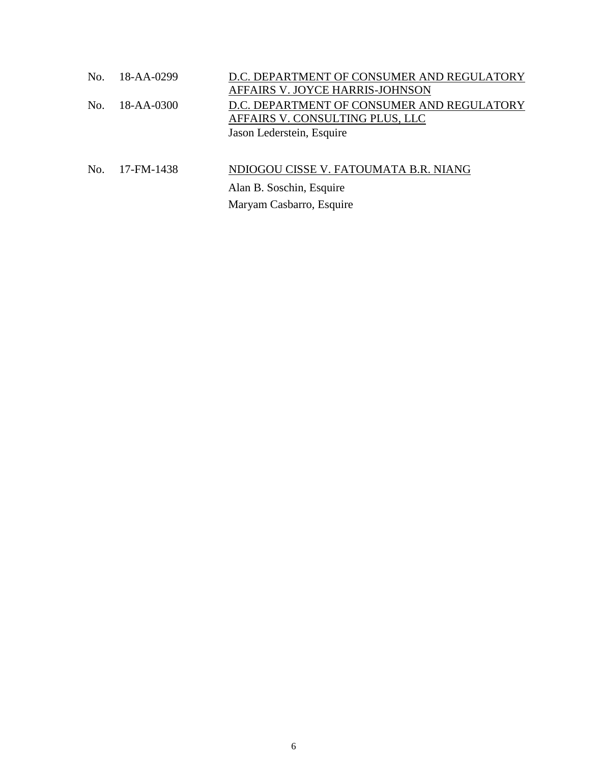No. 18-AA-0299 &nbsp;&nbsp;&nbsp; <u>D.C. DEPARTMENT OF CONSUMER AND REGULATORY AFFAIRS V. JOYCE HARRIS-JOHNSON</u>

No. 18-AA-0300 &nbsp;&nbsp;&nbsp; <u>D.C. DEPARTMENT OF CONSUMER AND REGULATORY AFFAIRS V. CONSULTING PLUS, LLC</u>

Jason Lederstein, Esquire

No. 17-FM-1438 &nbsp;&nbsp;&nbsp; <u>NDIOGOU CISSE V. FATOUMATA B.R. NIANG</u>

Alan B. Soschin, Esquire

Maryam Casbarro, Esquire